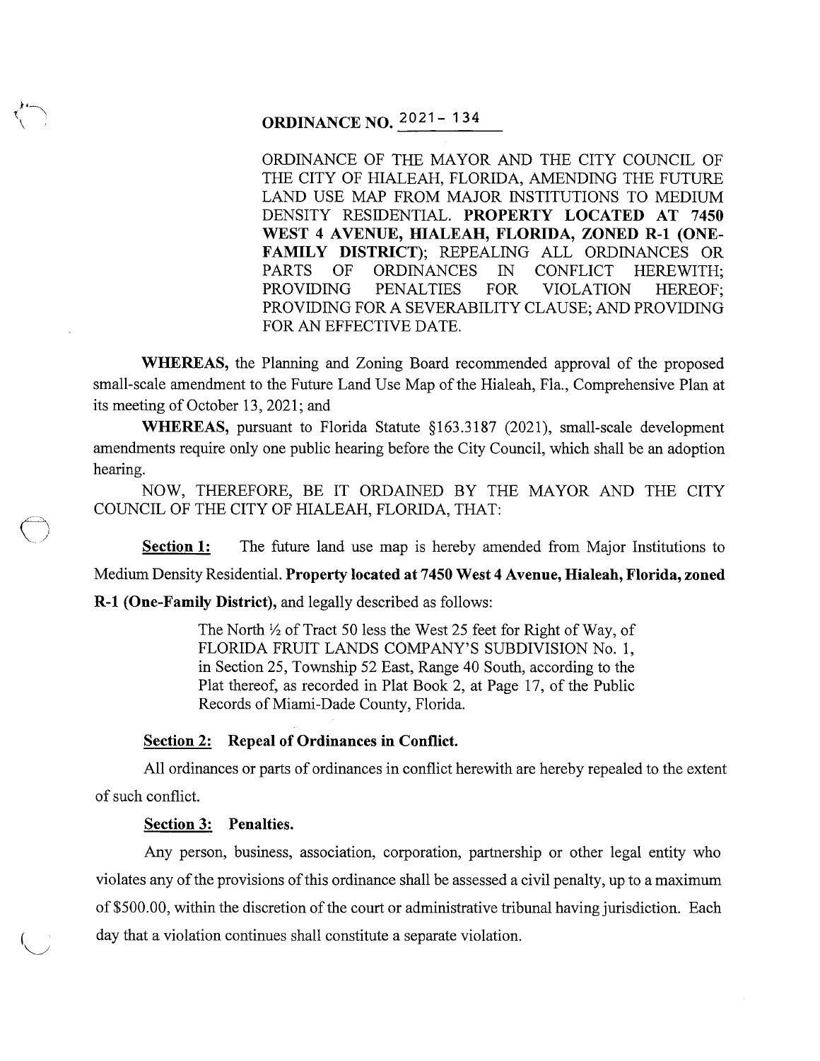# ORDINANCE NO. 2021- 134

ORDINANCE OF THE MAYOR AND THE CITY COUNCIL OF THE CITY OF HIALEAH, FLORIDA, AMENDING THE FUTURE LAND USE MAP FROM MAJOR INSTITUTIONS TO MEDIUM DENSITY RESIDENTIAL. **PROPERTY LOCATED AT 7450 WEST 4 AVENUE, HIALEAH, FLORIDA, ZONED R-1 (ONE-FAMILY DISTRICT)**; REPEALING ALL ORDINANCES OR PARTS OF ORDINANCES IN CONFLICT HEREWITH; PROVIDING PENALTIES FOR VIOLATION HEREOF; PROVIDING FOR A SEVERABILITY CLAUSE; AND PROVIDING FOR AN EFFECTIVE DATE.

**WHEREAS,** the Planning and Zoning Board recommended approval of the proposed small-scale amendment to the Future Land Use Map of the Hialeah, Fla., Comprehensive Plan at its meeting of October 13, 2021; and

**WHEREAS,** pursuant to Florida Statute §163.3187 (2021), small-scale development amendments require only one public hearing before the City Council, which shall be an adoption hearing.

NOW, THEREFORE, BE IT ORDAINED BY THE MAYOR AND THE CITY COUNCIL OF THE CITY OF HIALEAH, FLORIDA, THAT:

**Section 1:** The future land use map is hereby amended from Major Institutions to Medium Density Residential. **Property located at 7450 West 4 Avenue, Hialeah, Florida, zoned R-1 (One-Family District),** and legally described as follows:

> The North ½ of Tract 50 less the West 25 feet for Right of Way, of FLORIDA FRUIT LANDS COMPANY'S SUBDIVISION No. 1, in Section 25, Township 52 East, Range 40 South, according to the Plat thereof, as recorded in Plat Book 2, at Page 17, of the Public Records of Miami-Dade County, Florida.

**Section 2: Repeal of Ordinances in Conflict.**

All ordinances or parts of ordinances in conflict herewith are hereby repealed to the extent of such conflict.

**Section 3: Penalties.**

Any person, business, association, corporation, partnership or other legal entity who violates any of the provisions of this ordinance shall be assessed a civil penalty, up to a maximum of $500.00, within the discretion of the court or administrative tribunal having jurisdiction. Each day that a violation continues shall constitute a separate violation.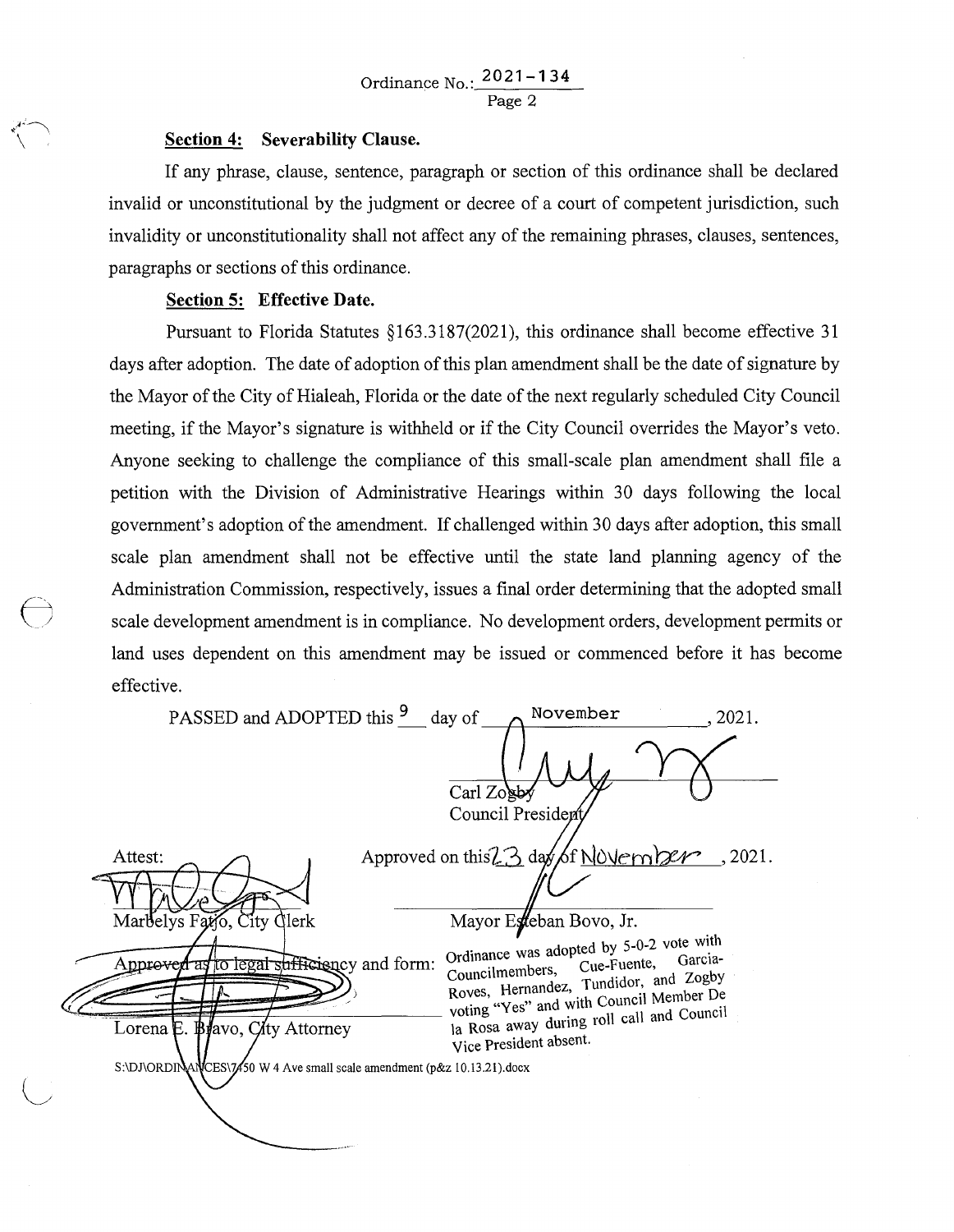Ordinance No.: 2021-134

**Section 4: Severability Clause.**

If any phrase, clause, sentence, paragraph or section of this ordinance shall be declared invalid or unconstitutional by the judgment or decree of a court of competent jurisdiction, such invalidity or unconstitutionality shall not affect any of the remaining phrases, clauses, sentences, paragraphs or sections of this ordinance.

**Section 5: Effective Date.**

Pursuant to Florida Statutes §163.3187(2021), this ordinance shall become effective 31 days after adoption. The date of adoption of this plan amendment shall be the date of signature by the Mayor of the City of Hialeah, Florida or the date of the next regularly scheduled City Council meeting, if the Mayor's signature is withheld or if the City Council overrides the Mayor's veto. Anyone seeking to challenge the compliance of this small-scale plan amendment shall file a petition with the Division of Administrative Hearings within 30 days following the local government's adoption of the amendment. If challenged within 30 days after adoption, this small scale plan amendment shall not be effective until the state land planning agency of the Administration Commission, respectively, issues a final order determining that the adopted small scale development amendment is in compliance. No development orders, development permits or land uses dependent on this amendment may be issued or commenced before it has become effective.

PASSED and ADOPTED this 9 day of November, 2021.

Carl Zogby
Council President

Attest:

Marbelys Fatjo, City Clerk

Approved on this 23 day of November, 2021.

Mayor Esteban Bovo, Jr.

Approved as to legal sufficiency and form:

Lorena E. Bravo, City Attorney

Ordinance was adopted by 5-0-2 vote with Councilmembers, Cue-Fuente, Garcia-Roves, Hernandez, Tundidor, and Zogby voting "Yes" and with Council Member De la Rosa away during roll call and Council Vice President absent.

S:\DJ\ORDINANCES\7450 W 4 Ave small scale amendment (p&z 10.13.21).docx